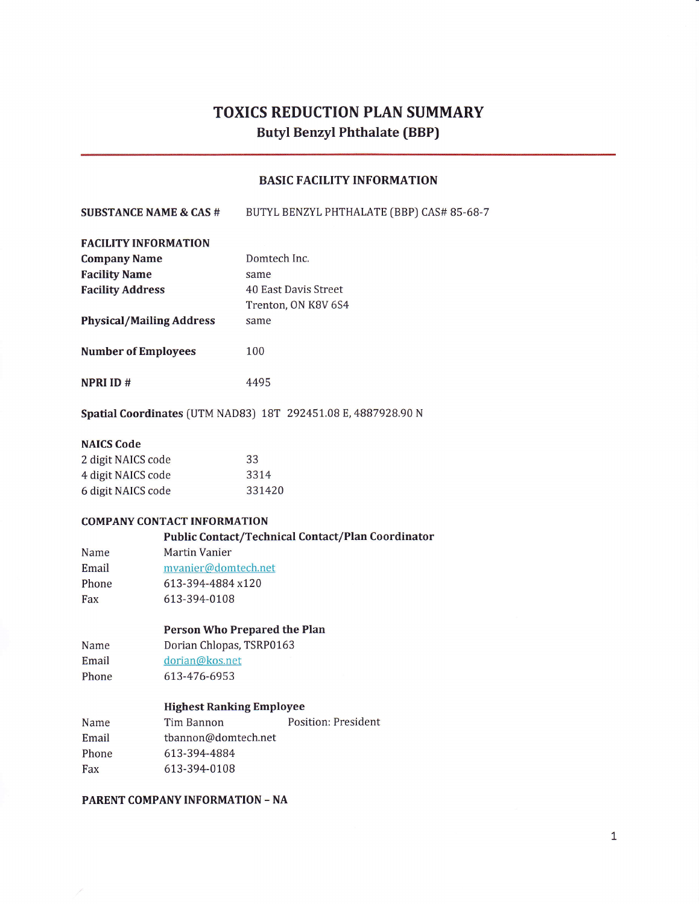# TOXICS REDUCTION PLAN SUMMARY

## Butyl Benzyl Phthalate (BBP)

---

### BASIC FACILITY INFORMATION

| | |
|---|---|
| **SUBSTANCE NAME & CAS #** | BUTYL BENZYL PHTHALATE (BBP) CAS# 85-68-7 |

**FACILITY INFORMATION**

| | |
|---|---|
| **Company Name** | Domtech Inc. |
| **Facility Name** | same |
| **Facility Address** | 40 East Davis Street<br>Trenton, ON K8V 6S4 |
| **Physical/Mailing Address** | same |
| **Number of Employees** | 100 |
| **NPRI ID #** | 4495 |

**Spatial Coordinates** (UTM NAD83) 18T 292451.08 E, 4887928.90 N

**NAICS Code**

| | |
|---|---|
| 2 digit NAICS code | 33 |
| 4 digit NAICS code | 3314 |
| 6 digit NAICS code | 331420 |

**COMPANY CONTACT INFORMATION**

**Public Contact/Technical Contact/Plan Coordinator**

| | |
|---|---|
| Name | Martin Vanier |
| Email | mvanier@domtech.net |
| Phone | 613-394-4884 x120 |
| Fax | 613-394-0108 |

**Person Who Prepared the Plan**

| | |
|---|---|
| Name | Dorian Chlopas, TSRP0163 |
| Email | dorian@kos.net |
| Phone | 613-476-6953 |

**Highest Ranking Employee**

| | |
|---|---|
| Name | Tim Bannon Position: President |
| Email | tbannon@domtech.net |
| Phone | 613-394-4884 |
| Fax | 613-394-0108 |

**PARENT COMPANY INFORMATION – NA**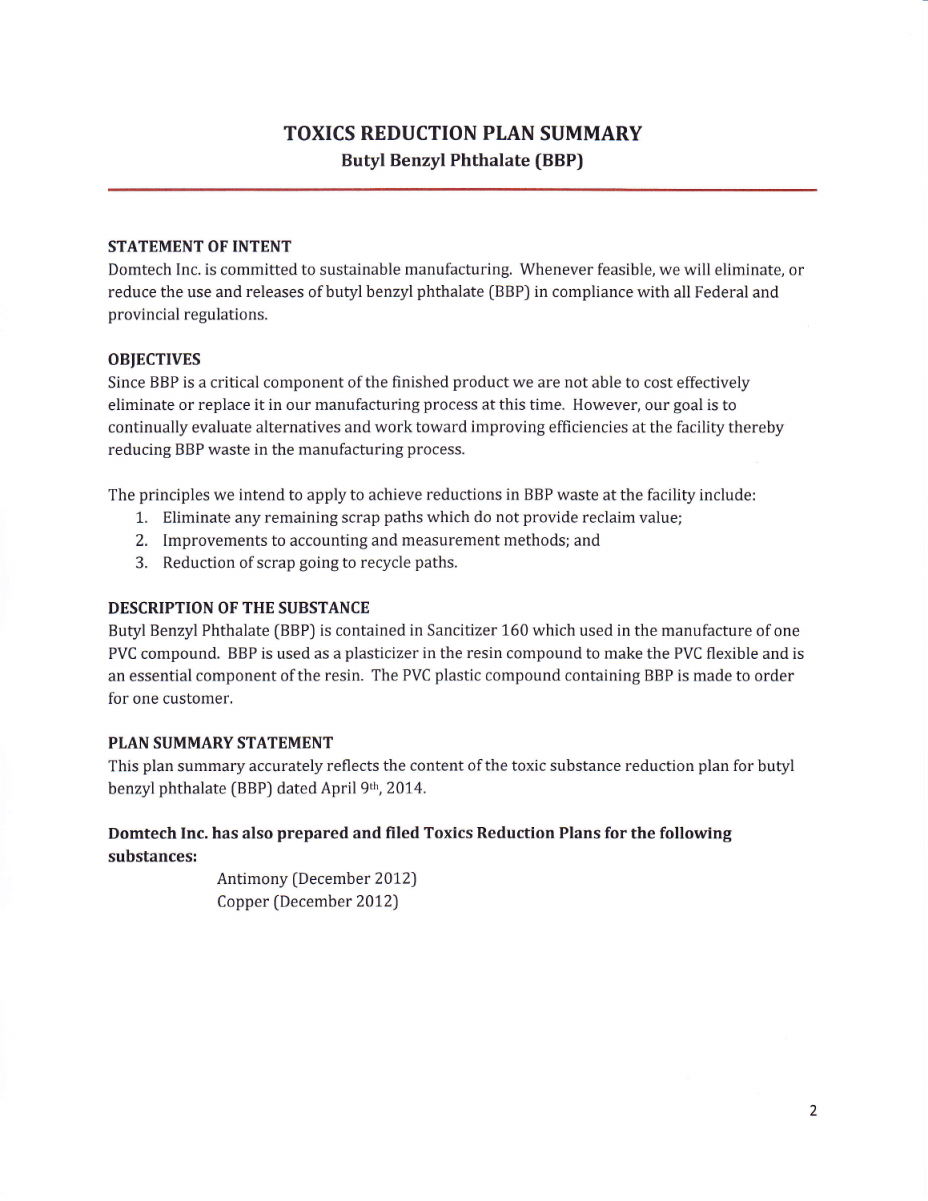# TOXICS REDUCTION PLAN SUMMARY

## Butyl Benzyl Phthalate (BBP)

### STATEMENT OF INTENT

Domtech Inc. is committed to sustainable manufacturing. Whenever feasible, we will eliminate, or reduce the use and releases of butyl benzyl phthalate (BBP) in compliance with all Federal and provincial regulations.

### OBJECTIVES

Since BBP is a critical component of the finished product we are not able to cost effectively eliminate or replace it in our manufacturing process at this time. However, our goal is to continually evaluate alternatives and work toward improving efficiencies at the facility thereby reducing BBP waste in the manufacturing process.

The principles we intend to apply to achieve reductions in BBP waste at the facility include:

1. Eliminate any remaining scrap paths which do not provide reclaim value;
2. Improvements to accounting and measurement methods; and
3. Reduction of scrap going to recycle paths.

### DESCRIPTION OF THE SUBSTANCE

Butyl Benzyl Phthalate (BBP) is contained in Sancitizer 160 which used in the manufacture of one PVC compound. BBP is used as a plasticizer in the resin compound to make the PVC flexible and is an essential component of the resin. The PVC plastic compound containing BBP is made to order for one customer.

### PLAN SUMMARY STATEMENT

This plan summary accurately reflects the content of the toxic substance reduction plan for butyl benzyl phthalate (BBP) dated April 9th, 2014.

**Domtech Inc. has also prepared and filed Toxics Reduction Plans for the following substances:**

Antimony (December 2012)
Copper (December 2012)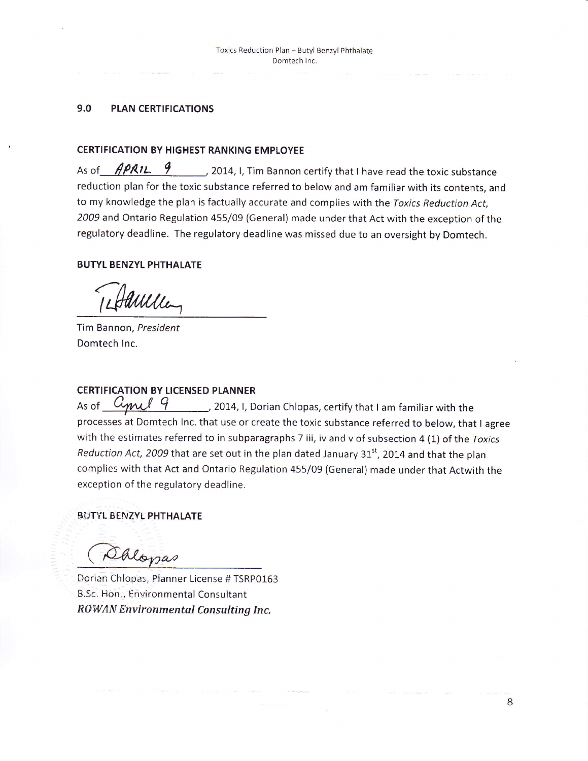## 9.0 PLAN CERTIFICATIONS

### CERTIFICATION BY HIGHEST RANKING EMPLOYEE

As of APRIL 9, 2014, I, Tim Bannon certify that I have read the toxic substance reduction plan for the toxic substance referred to below and am familiar with its contents, and to my knowledge the plan is factually accurate and complies with the *Toxics Reduction Act, 2009* and Ontario Regulation 455/09 (General) made under that Act with the exception of the regulatory deadline. The regulatory deadline was missed due to an oversight by Domtech.

**BUTYL BENZYL PHTHALATE**

Tim Bannon, *President*
Domtech Inc.

### CERTIFICATION BY LICENSED PLANNER

As of April 9, 2014, I, Dorian Chlopas, certify that I am familiar with the processes at Domtech Inc. that use or create the toxic substance referred to below, that I agree with the estimates referred to in subparagraphs 7 iii, iv and v of subsection 4 (1) of the *Toxics Reduction Act, 2009* that are set out in the plan dated January 31st, 2014 and that the plan complies with that Act and Ontario Regulation 455/09 (General) made under that Actwith the exception of the regulatory deadline.

**BUTYL BENZYL PHTHALATE**

Dorian Chlopas, Planner License # TSRP0163
B.Sc. Hon., Environmental Consultant
***ROWAN Environmental Consulting Inc.***